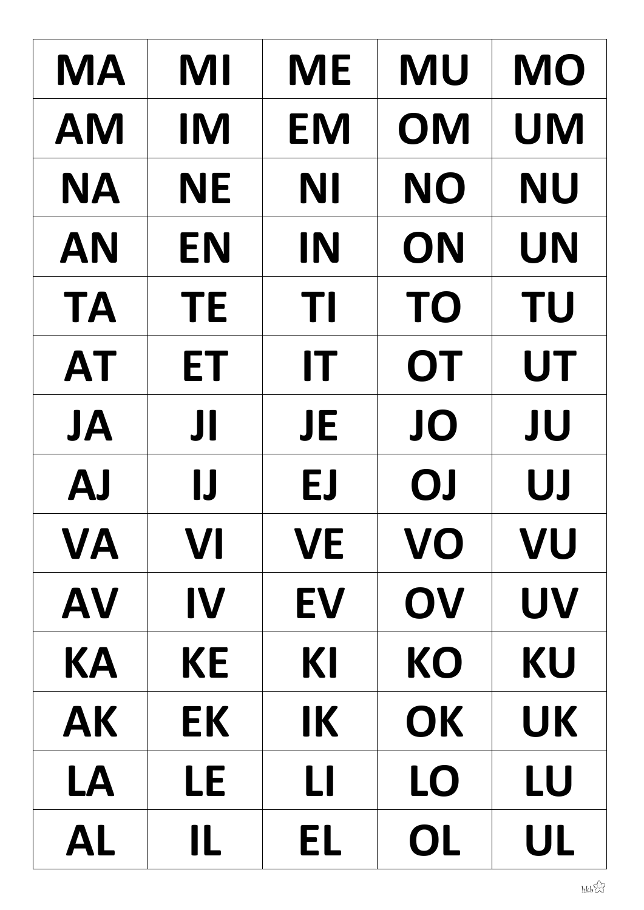| MA | MI | ME | MU | MO |
|---|---|---|---|---|
| AM | IM | EM | OM | UM |
| NA | NE | NI | NO | NU |
| AN | EN | IN | ON | UN |
| TA | TE | TI | TO | TU |
| AT | ET | IT | OT | UT |
| JA | JI | JE | JO | JU |
| AJ | IJ | EJ | OJ | UJ |
| VA | VI | VE | VO | VU |
| AV | IV | EV | OV | UV |
| KA | KE | KI | KO | KU |
| AK | EK | IK | OK | UK |
| LA | LE | LI | LO | LU |
| AL | IL | EL | OL | UL |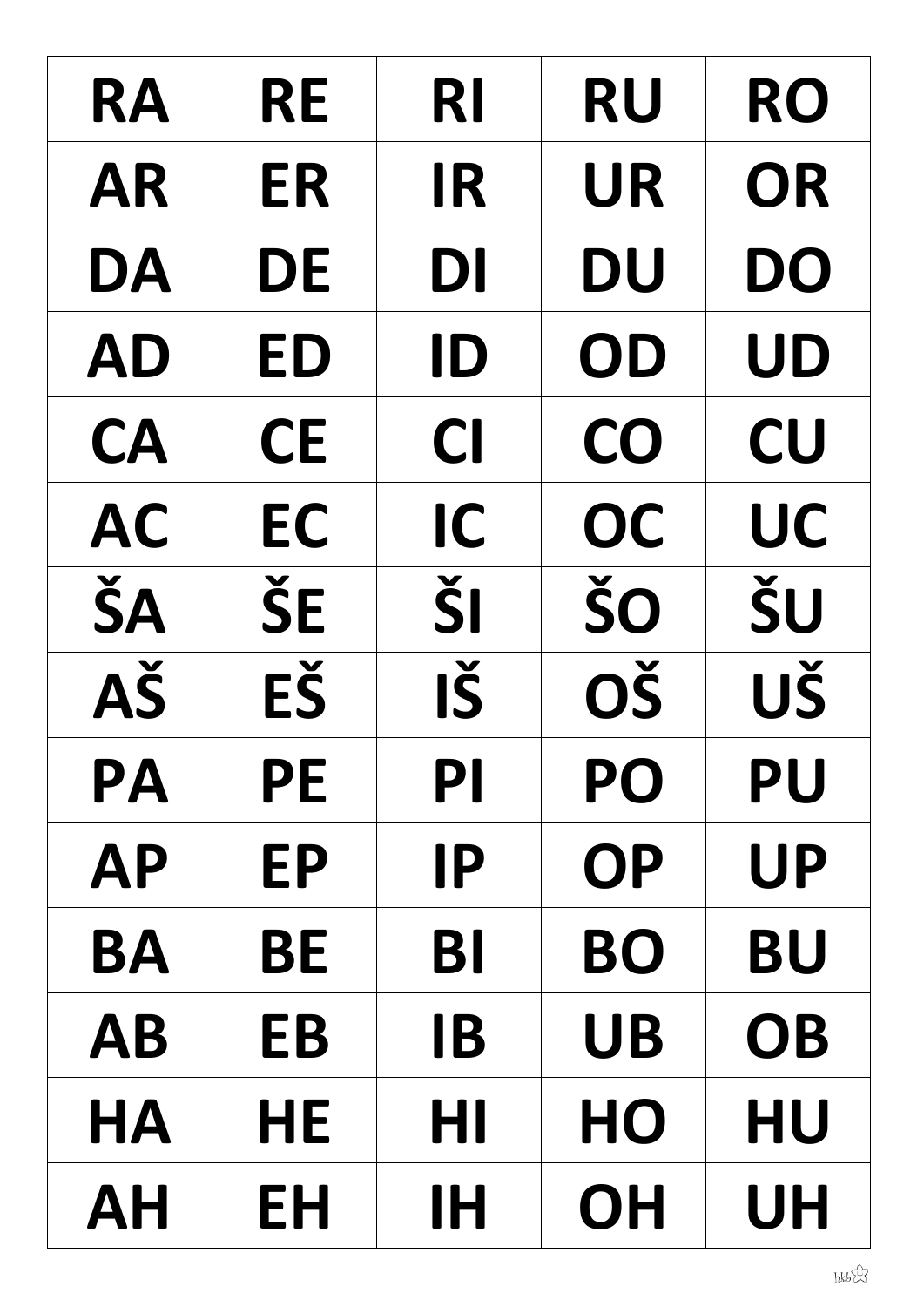| RA | RE | RI | RU | RO |
|---|---|---|---|---|
| AR | ER | IR | UR | OR |
| DA | DE | DI | DU | DO |
| AD | ED | ID | OD | UD |
| CA | CE | CI | CO | CU |
| AC | EC | IC | OC | UC |
| ŠA | ŠE | ŠI | ŠO | ŠU |
| AŠ | EŠ | IŠ | OŠ | UŠ |
| PA | PE | PI | PO | PU |
| AP | EP | IP | OP | UP |
| BA | BE | BI | BO | BU |
| AB | EB | IB | UB | OB |
| HA | HE | HI | HO | HU |
| AH | EH | IH | OH | UH |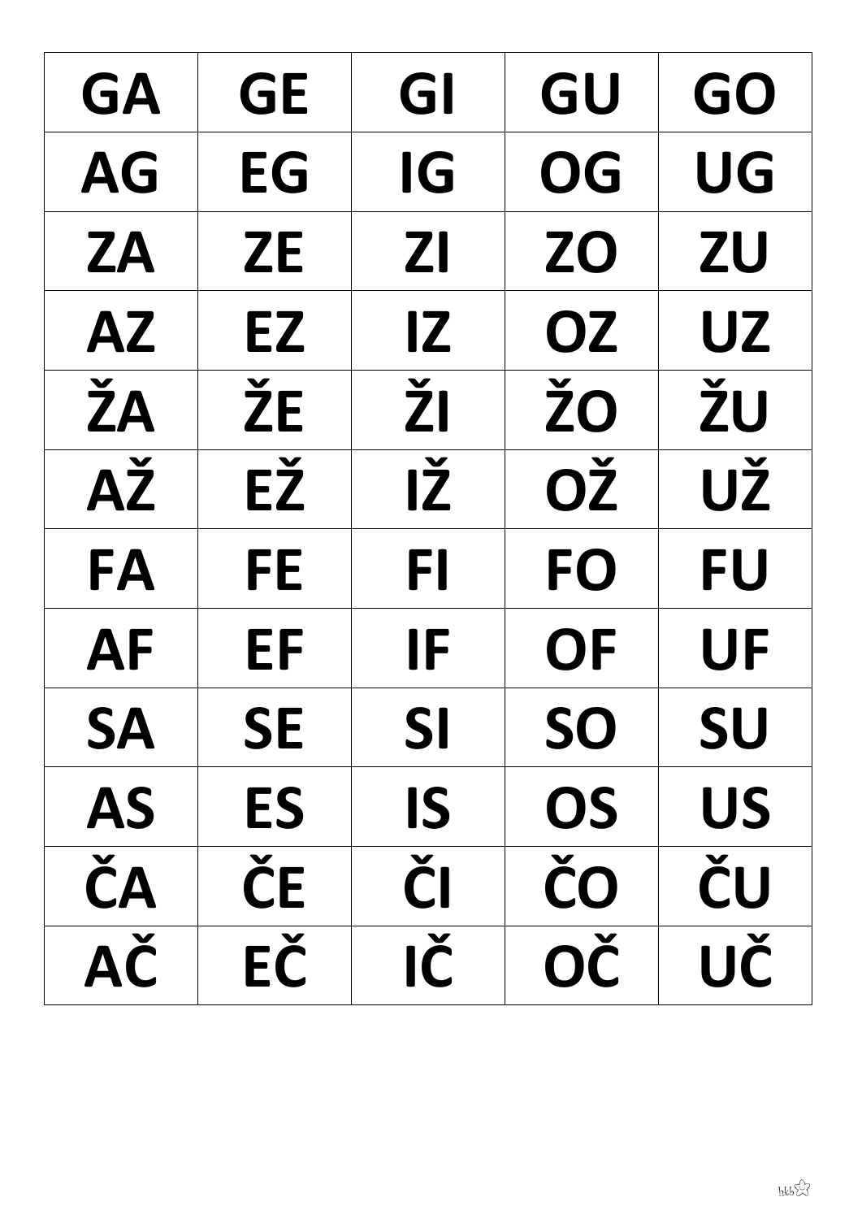| | | | | |
|---|---|---|---|---|
| GA | GE | GI | GU | GO |
| AG | EG | IG | OG | UG |
| ZA | ZE | ZI | ZO | ZU |
| AZ | EZ | IZ | OZ | UZ |
| ŽA | ŽE | ŽI | ŽO | ŽU |
| AŽ | EŽ | IŽ | OŽ | UŽ |
| FA | FE | FI | FO | FU |
| AF | EF | IF | OF | UF |
| SA | SE | SI | SO | SU |
| AS | ES | IS | OS | US |
| ČA | ČE | ČI | ČO | ČU |
| AČ | EČ | IČ | OČ | UČ |